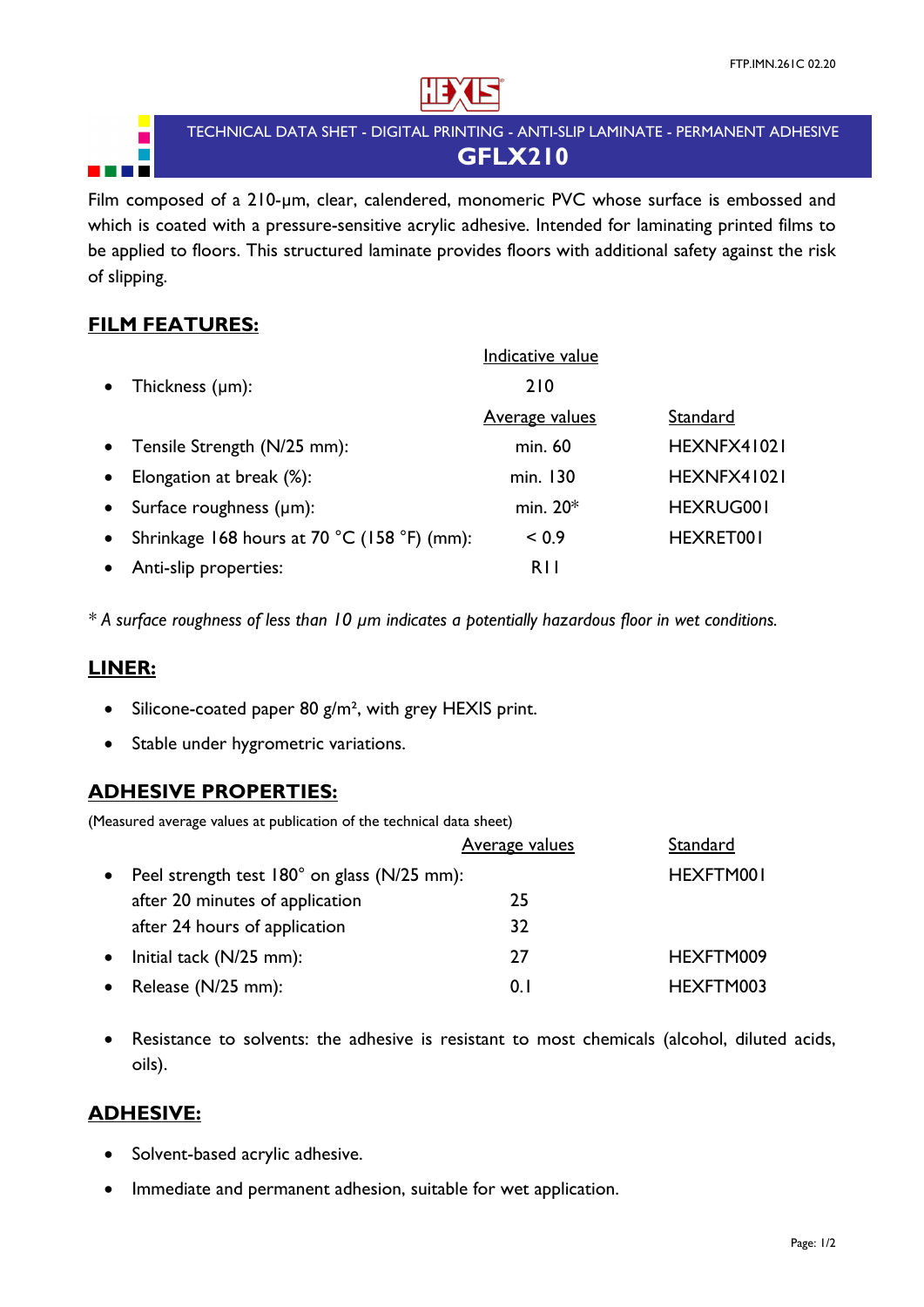TECHNICAL DATA SHET - DIGITAL PRINTING - ANTI-SLIP LAMINATE - PERMANENT ADHESIVE

# GFLX210

Film composed of a 210-µm, clear, calendered, monomeric PVC whose surface is embossed and which is coated with a pressure-sensitive acrylic adhesive. Intended for laminating printed films to be applied to floors. This structured laminate provides floors with additional safety against the risk of slipping.

## FILM FEATURES:

| | Indicative value | |
|---|---|---|
| Thickness (µm): | 210 | |
| | **Average values** | **Standard** |
| Tensile Strength (N/25 mm): | min. 60 | HEXNFX41021 |
| Elongation at break (%): | min. 130 | HEXNFX41021 |
| Surface roughness (µm): | min. 20* | HEXRUG001 |
| Shrinkage 168 hours at 70 °C (158 °F) (mm): | < 0.9 | HEXRET001 |
| Anti-slip properties: | R11 | |

*\* A surface roughness of less than 10 µm indicates a potentially hazardous floor in wet conditions.*

## LINER:

- Silicone-coated paper 80 g/m², with grey HEXIS print.
- Stable under hygrometric variations.

## ADHESIVE PROPERTIES:

(Measured average values at publication of the technical data sheet)

| | Average values | Standard |
|---|---|---|
| Peel strength test 180° on glass (N/25 mm): | | HEXFTM001 |
| after 20 minutes of application | 25 | |
| after 24 hours of application | 32 | |
| Initial tack (N/25 mm): | 27 | HEXFTM009 |
| Release (N/25 mm): | 0.1 | HEXFTM003 |

- Resistance to solvents: the adhesive is resistant to most chemicals (alcohol, diluted acids, oils).

## ADHESIVE:

- Solvent-based acrylic adhesive.
- Immediate and permanent adhesion, suitable for wet application.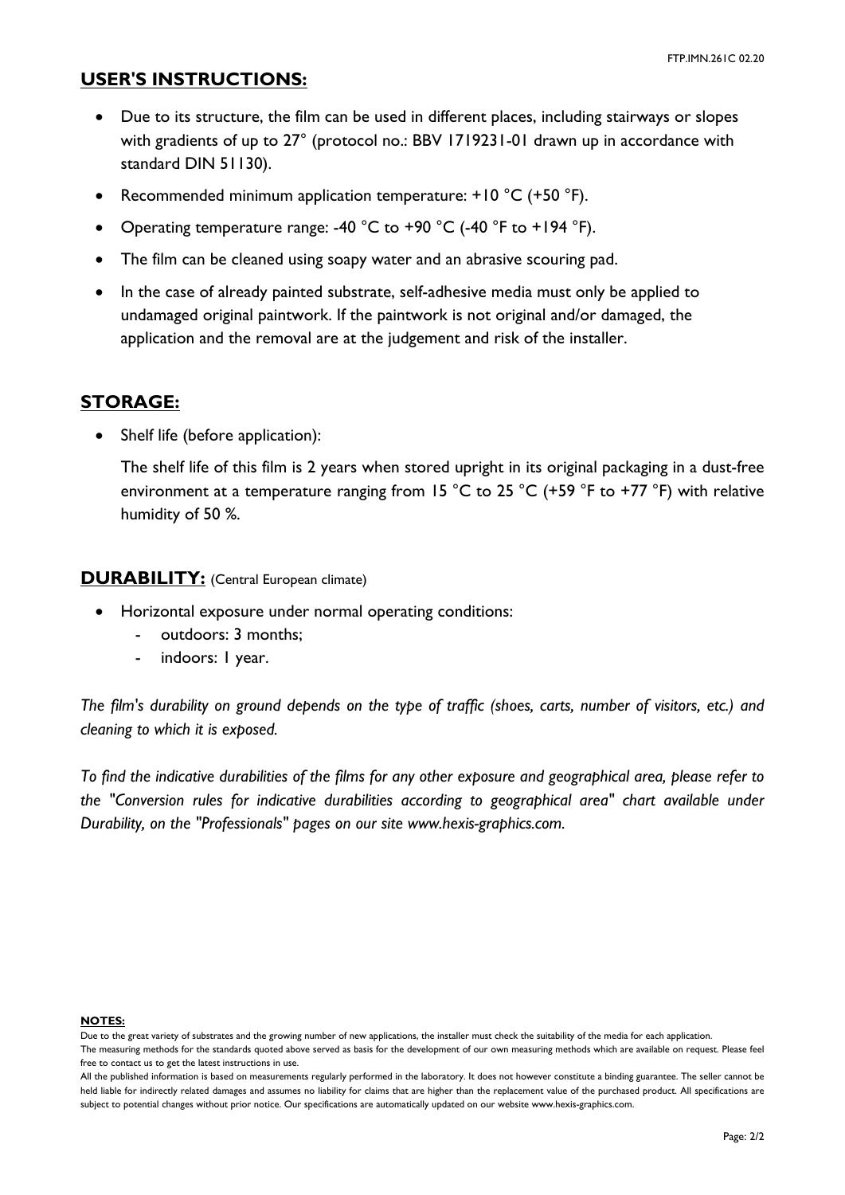## USER'S INSTRUCTIONS:

- Due to its structure, the film can be used in different places, including stairways or slopes with gradients of up to 27° (protocol no.: BBV 1719231-01 drawn up in accordance with standard DIN 51130).
- Recommended minimum application temperature: +10 °C (+50 °F).
- Operating temperature range: -40 °C to +90 °C (-40 °F to +194 °F).
- The film can be cleaned using soapy water and an abrasive scouring pad.
- In the case of already painted substrate, self-adhesive media must only be applied to undamaged original paintwork. If the paintwork is not original and/or damaged, the application and the removal are at the judgement and risk of the installer.

## STORAGE:

- Shelf life (before application):

  The shelf life of this film is 2 years when stored upright in its original packaging in a dust-free environment at a temperature ranging from 15 °C to 25 °C (+59 °F to +77 °F) with relative humidity of 50 %.

## DURABILITY: (Central European climate)

- Horizontal exposure under normal operating conditions:
  - outdoors: 3 months;
  - indoors: 1 year.

*The film's durability on ground depends on the type of traffic (shoes, carts, number of visitors, etc.) and cleaning to which it is exposed.*

*To find the indicative durabilities of the films for any other exposure and geographical area, please refer to the "Conversion rules for indicative durabilities according to geographical area" chart available under Durability, on the "Professionals" pages on our site www.hexis-graphics.com.*

**NOTES:**

Due to the great variety of substrates and the growing number of new applications, the installer must check the suitability of the media for each application.
The measuring methods for the standards quoted above served as basis for the development of our own measuring methods which are available on request. Please feel free to contact us to get the latest instructions in use.
All the published information is based on measurements regularly performed in the laboratory. It does not however constitute a binding guarantee. The seller cannot be held liable for indirectly related damages and assumes no liability for claims that are higher than the replacement value of the purchased product. All specifications are subject to potential changes without prior notice. Our specifications are automatically updated on our website www.hexis-graphics.com.